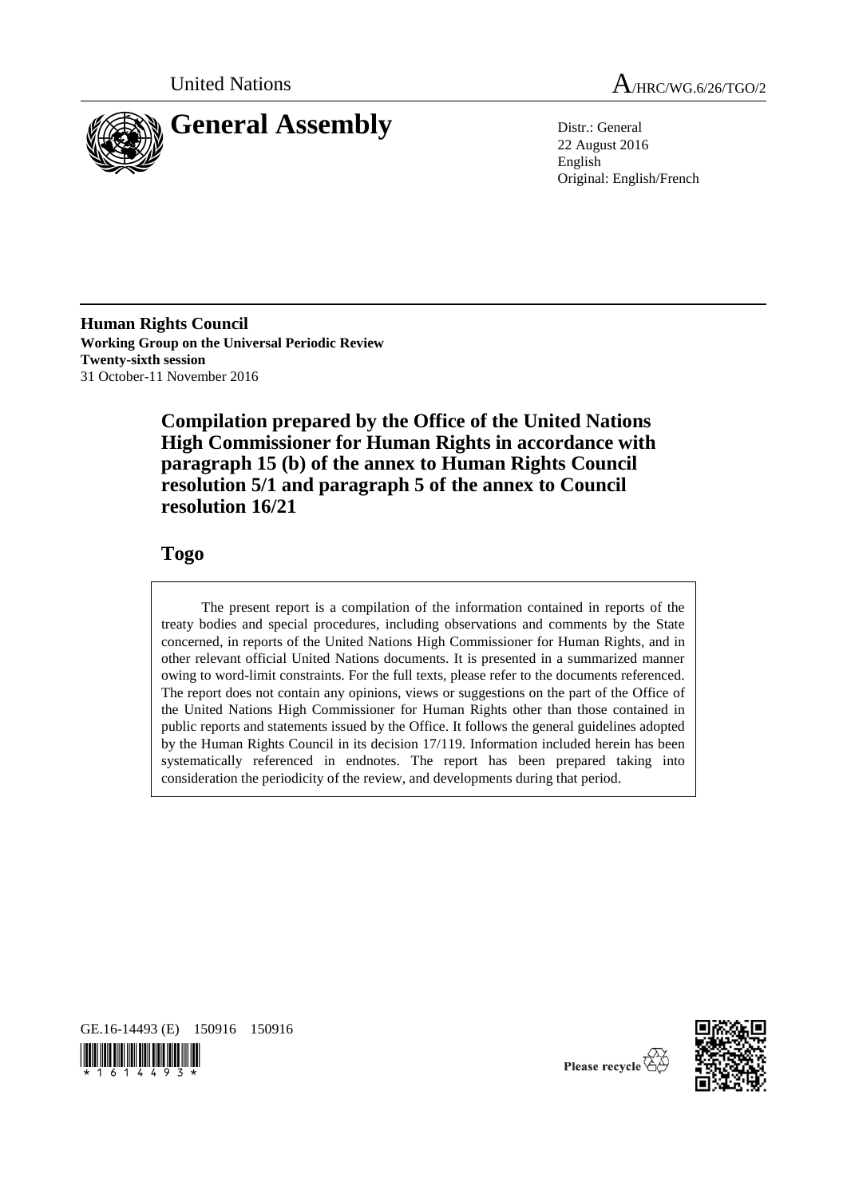United Nations A/HRC/WG.6/26/TGO/2

# General Assembly

Distr.: General
22 August 2016
English
Original: English/French

**Human Rights Council**
**Working Group on the Universal Periodic Review**
**Twenty-sixth session**
31 October-11 November 2016

## Compilation prepared by the Office of the United Nations High Commissioner for Human Rights in accordance with paragraph 15 (b) of the annex to Human Rights Council resolution 5/1 and paragraph 5 of the annex to Council resolution 16/21

## Togo

The present report is a compilation of the information contained in reports of the treaty bodies and special procedures, including observations and comments by the State concerned, in reports of the United Nations High Commissioner for Human Rights, and in other relevant official United Nations documents. It is presented in a summarized manner owing to word-limit constraints. For the full texts, please refer to the documents referenced. The report does not contain any opinions, views or suggestions on the part of the Office of the United Nations High Commissioner for Human Rights other than those contained in public reports and statements issued by the Office. It follows the general guidelines adopted by the Human Rights Council in its decision 17/119. Information included herein has been systematically referenced in endnotes. The report has been prepared taking into consideration the periodicity of the review, and developments during that period.

GE.16-14493 (E) 150916 150916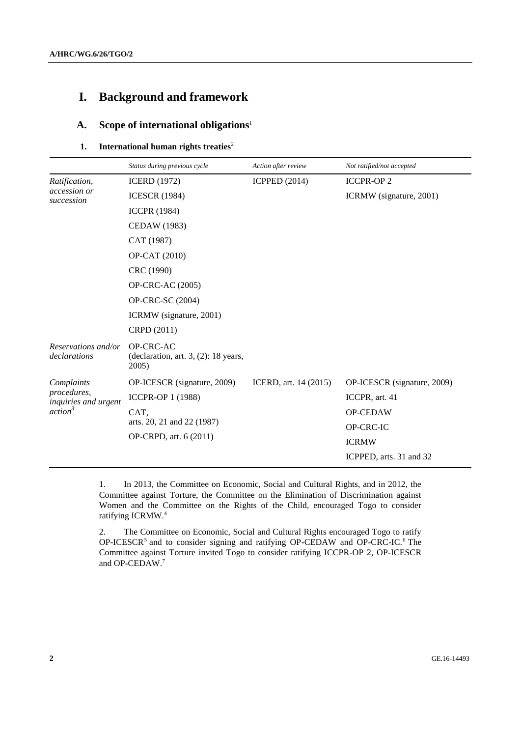# I. Background and framework

## A. Scope of international obligations[1]

### 1. International human rights treaties[2]

| | *Status during previous cycle* | *Action after review* | *Not ratified/not accepted* |
|---|---|---|---|
| *Ratification, accession or succession* | ICERD (1972) | ICPPED (2014) | ICCPR-OP 2 |
| | ICESCR (1984) | | ICRMW (signature, 2001) |
| | ICCPR (1984) | | |
| | CEDAW (1983) | | |
| | CAT (1987) | | |
| | OP-CAT (2010) | | |
| | CRC (1990) | | |
| | OP-CRC-AC (2005) | | |
| | OP-CRC-SC (2004) | | |
| | ICRMW (signature, 2001) | | |
| | CRPD (2011) | | |
| *Reservations and/or declarations* | OP-CRC-AC (declaration, art. 3, (2): 18 years, 2005) | | |
| *Complaints procedures, inquiries and urgent action*[3] | OP-ICESCR (signature, 2009) | ICERD, art. 14 (2015) | OP-ICESCR (signature, 2009) |
| | ICCPR-OP 1 (1988) | | ICCPR, art. 41 |
| | CAT, arts. 20, 21 and 22 (1987) | | OP-CEDAW |
| | OP-CRPD, art. 6 (2011) | | OP-CRC-IC |
| | | | ICRMW |
| | | | ICPPED, arts. 31 and 32 |

1. In 2013, the Committee on Economic, Social and Cultural Rights, and in 2012, the Committee against Torture, the Committee on the Elimination of Discrimination against Women and the Committee on the Rights of the Child, encouraged Togo to consider ratifying ICRMW.[4]

2. The Committee on Economic, Social and Cultural Rights encouraged Togo to ratify OP-ICESCR[5] and to consider signing and ratifying OP-CEDAW and OP-CRC-IC.[6] The Committee against Torture invited Togo to consider ratifying ICCPR-OP 2, OP-ICESCR and OP-CEDAW.[7]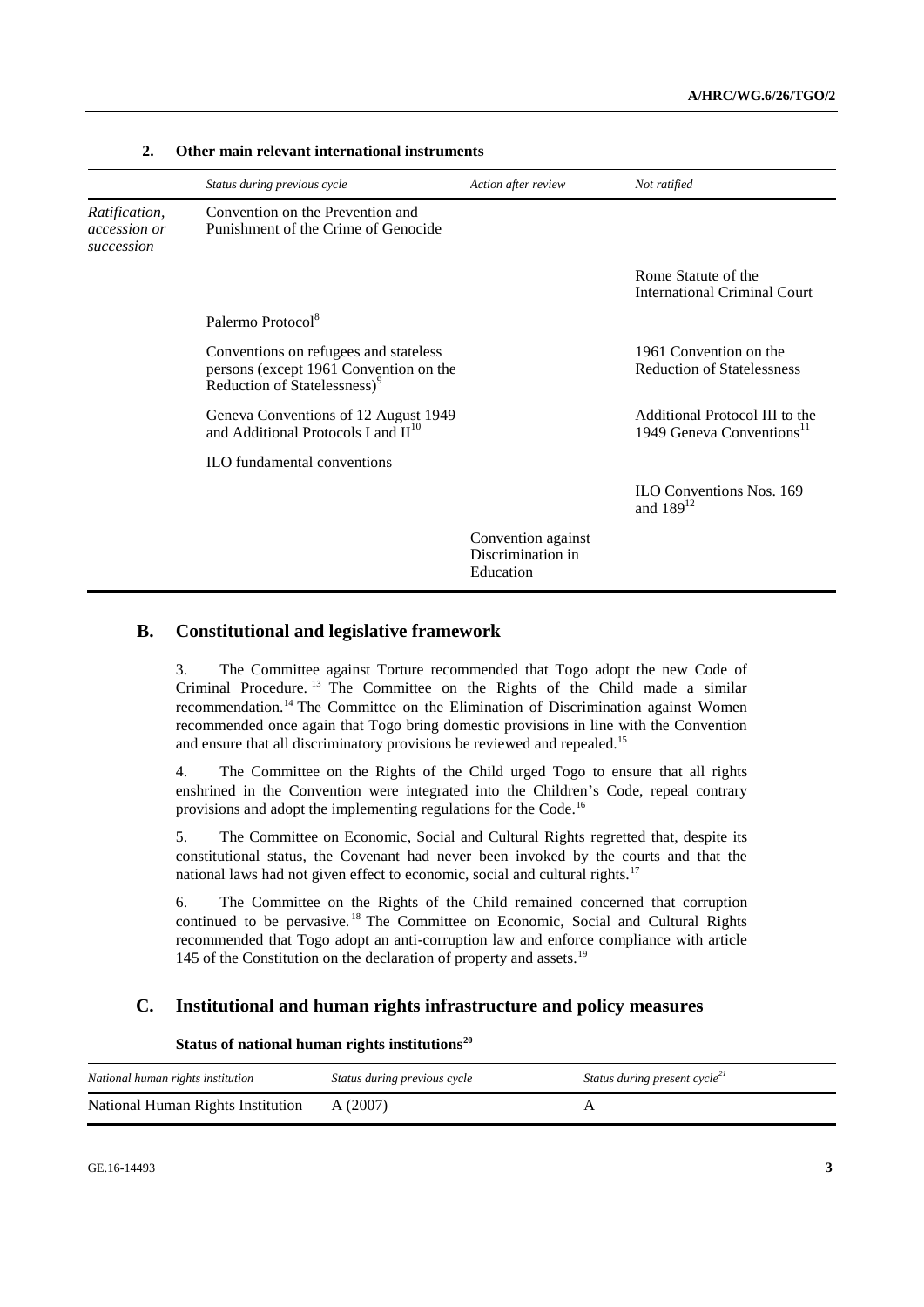### 2. Other main relevant international instruments

| | *Status during previous cycle* | *Action after review* | *Not ratified* |
|---|---|---|---|
| *Ratification, accession or succession* | Convention on the Prevention and Punishment of the Crime of Genocide | | |
| | | | Rome Statute of the International Criminal Court |
| | Palermo Protocol[8] | | |
| | Conventions on refugees and stateless persons (except 1961 Convention on the Reduction of Statelessness)[9] | | 1961 Convention on the Reduction of Statelessness |
| | Geneva Conventions of 12 August 1949 and Additional Protocols I and II[10] | | Additional Protocol III to the 1949 Geneva Conventions[11] |
| | ILO fundamental conventions | | |
| | | | ILO Conventions Nos. 169 and 189[12] |
| | | Convention against Discrimination in Education | |

## B. Constitutional and legislative framework

3. The Committee against Torture recommended that Togo adopt the new Code of Criminal Procedure.[13] The Committee on the Rights of the Child made a similar recommendation.[14] The Committee on the Elimination of Discrimination against Women recommended once again that Togo bring domestic provisions in line with the Convention and ensure that all discriminatory provisions be reviewed and repealed.[15]

4. The Committee on the Rights of the Child urged Togo to ensure that all rights enshrined in the Convention were integrated into the Children's Code, repeal contrary provisions and adopt the implementing regulations for the Code.[16]

5. The Committee on Economic, Social and Cultural Rights regretted that, despite its constitutional status, the Covenant had never been invoked by the courts and that the national laws had not given effect to economic, social and cultural rights.[17]

6. The Committee on the Rights of the Child remained concerned that corruption continued to be pervasive.[18] The Committee on Economic, Social and Cultural Rights recommended that Togo adopt an anti-corruption law and enforce compliance with article 145 of the Constitution on the declaration of property and assets.[19]

## C. Institutional and human rights infrastructure and policy measures

**Status of national human rights institutions[20]**

| *National human rights institution* | *Status during previous cycle* | *Status during present cycle[21]* |
|---|---|---|
| National Human Rights Institution | A (2007) | A |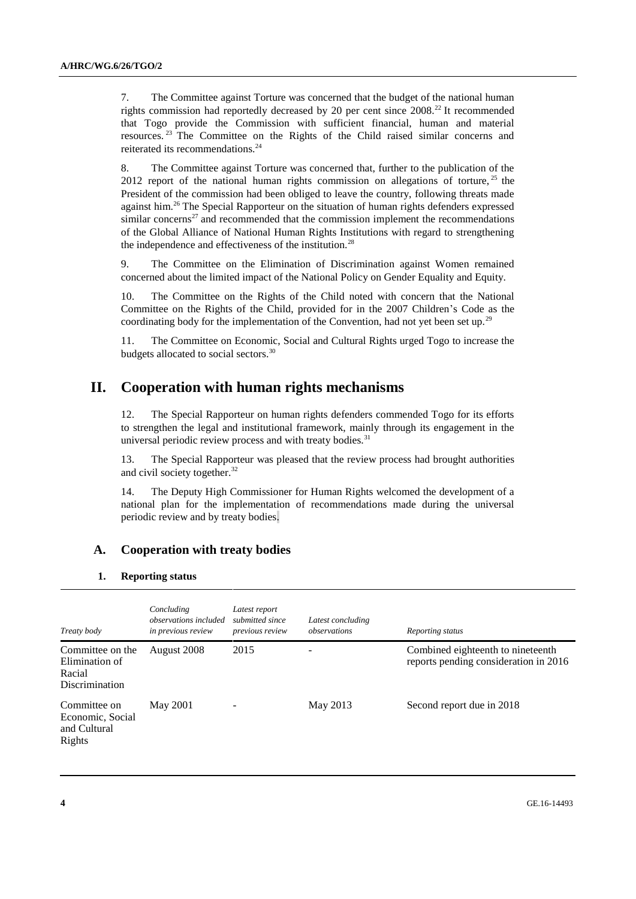7. The Committee against Torture was concerned that the budget of the national human rights commission had reportedly decreased by 20 per cent since 2008.[22] It recommended that Togo provide the Commission with sufficient financial, human and material resources.[23] The Committee on the Rights of the Child raised similar concerns and reiterated its recommendations.[24]

8. The Committee against Torture was concerned that, further to the publication of the 2012 report of the national human rights commission on allegations of torture,[25] the President of the commission had been obliged to leave the country, following threats made against him.[26] The Special Rapporteur on the situation of human rights defenders expressed similar concerns[27] and recommended that the commission implement the recommendations of the Global Alliance of National Human Rights Institutions with regard to strengthening the independence and effectiveness of the institution.[28]

9. The Committee on the Elimination of Discrimination against Women remained concerned about the limited impact of the National Policy on Gender Equality and Equity.

10. The Committee on the Rights of the Child noted with concern that the National Committee on the Rights of the Child, provided for in the 2007 Children's Code as the coordinating body for the implementation of the Convention, had not yet been set up.[29]

11. The Committee on Economic, Social and Cultural Rights urged Togo to increase the budgets allocated to social sectors.[30]

# II. Cooperation with human rights mechanisms

12. The Special Rapporteur on human rights defenders commended Togo for its efforts to strengthen the legal and institutional framework, mainly through its engagement in the universal periodic review process and with treaty bodies.[31]

13. The Special Rapporteur was pleased that the review process had brought authorities and civil society together.[32]

14. The Deputy High Commissioner for Human Rights welcomed the development of a national plan for the implementation of recommendations made during the universal periodic review and by treaty bodies.

## A. Cooperation with treaty bodies

### 1. Reporting status

| *Treaty body* | *Concluding observations included in previous review* | *Latest report submitted since previous review* | *Latest concluding observations* | *Reporting status* |
|---|---|---|---|---|
| Committee on the Elimination of Racial Discrimination | August 2008 | 2015 | - | Combined eighteenth to nineteenth reports pending consideration in 2016 |
| Committee on Economic, Social and Cultural Rights | May 2001 | - | May 2013 | Second report due in 2018 |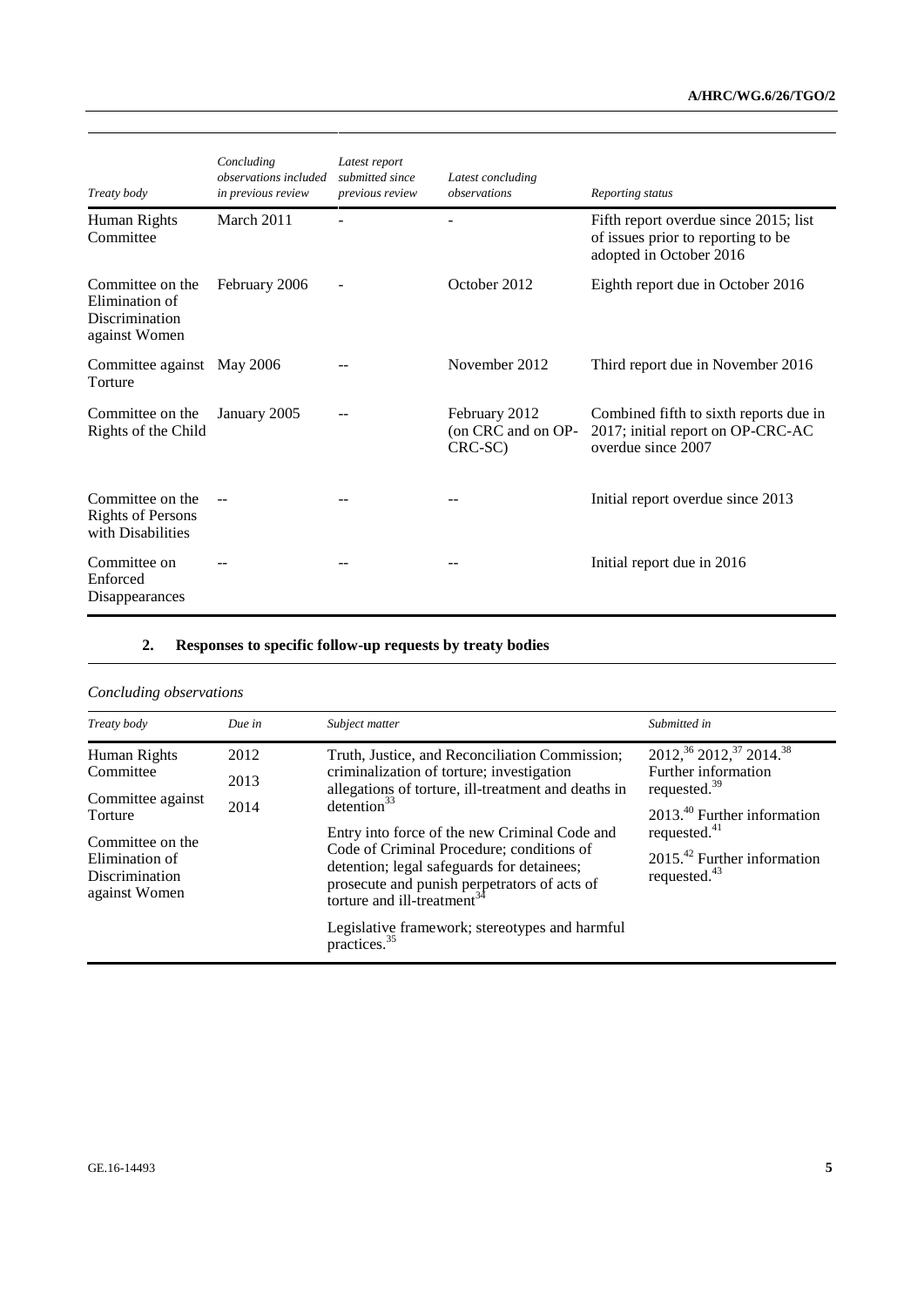| Treaty body | Concluding observations included in previous review | Latest report submitted since previous review | Latest concluding observations | Reporting status |
| --- | --- | --- | --- | --- |
| Human Rights Committee | March 2011 | - | - | Fifth report overdue since 2015; list of issues prior to reporting to be adopted in October 2016 |
| Committee on the Elimination of Discrimination against Women | February 2006 | - | October 2012 | Eighth report due in October 2016 |
| Committee against Torture | May 2006 | -- | November 2012 | Third report due in November 2016 |
| Committee on the Rights of the Child | January 2005 | -- | February 2012 (on CRC and on OP-CRC-SC) | Combined fifth to sixth reports due in 2017; initial report on OP-CRC-AC overdue since 2007 |
| Committee on the Rights of Persons with Disabilities | -- | -- | -- | Initial report overdue since 2013 |
| Committee on Enforced Disappearances | -- | -- | -- | Initial report due in 2016 |

## 2. Responses to specific follow-up requests by treaty bodies

*Concluding observations*

| Treaty body | Due in | Subject matter | Submitted in |
| --- | --- | --- | --- |
| Human Rights Committee | 2012 | Truth, Justice, and Reconciliation Commission; criminalization of torture; investigation allegations of torture, ill-treatment and deaths in detention[33] | 2012,[36] 2012,[37] 2014.[38] Further information requested.[39] |
| Committee against Torture | 2013 | Entry into force of the new Criminal Code and Code of Criminal Procedure; conditions of detention; legal safeguards for detainees; prosecute and punish perpetrators of acts of torture and ill-treatment[34] | 2013.[40] Further information requested.[41] |
| Committee on the Elimination of Discrimination against Women | 2014 | Legislative framework; stereotypes and harmful practices.[35] | 2015.[42] Further information requested.[43] |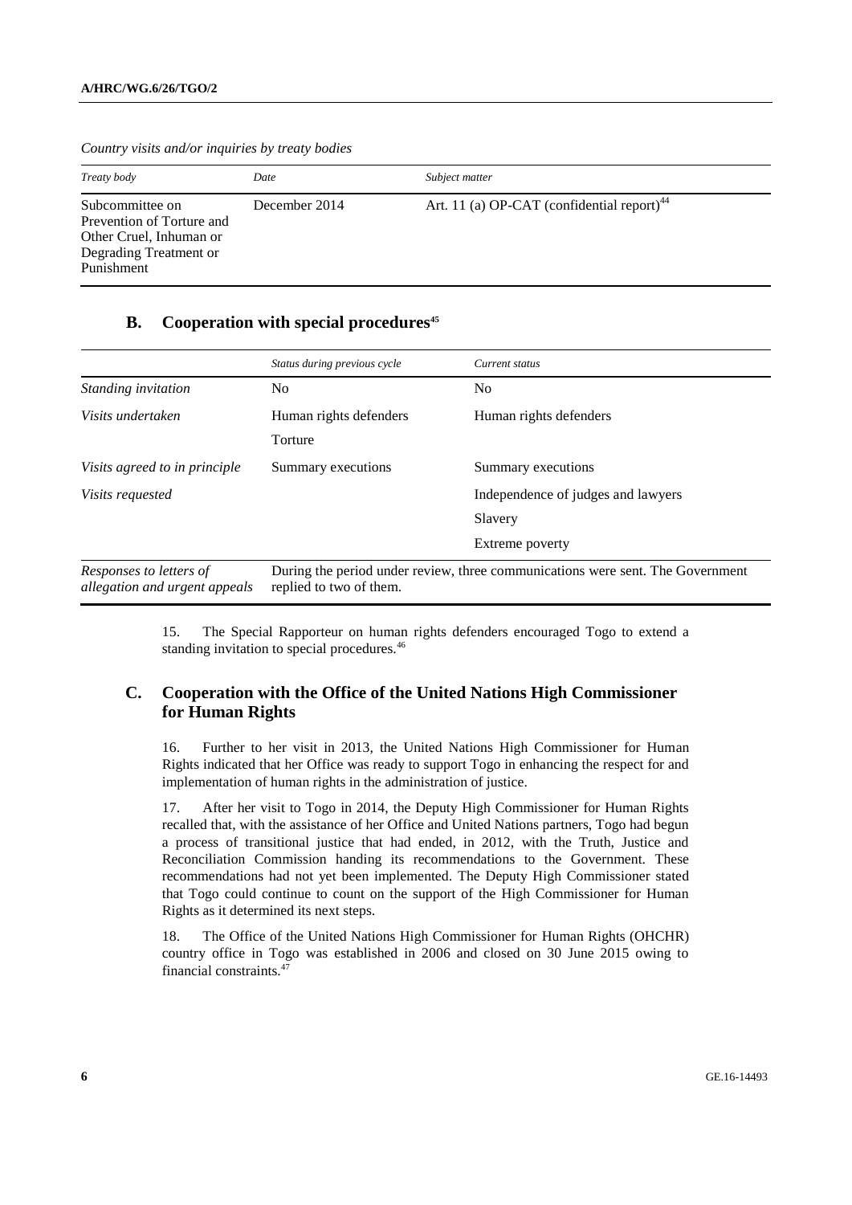*Country visits and/or inquiries by treaty bodies*

| *Treaty body* | *Date* | *Subject matter* |
|---|---|---|
| Subcommittee on Prevention of Torture and Other Cruel, Inhuman or Degrading Treatment or Punishment | December 2014 | Art. 11 (a) OP-CAT (confidential report)[44] |

## B. Cooperation with special procedures[45]

| | *Status during previous cycle* | *Current status* |
|---|---|---|
| *Standing invitation* | No | No |
| *Visits undertaken* | Human rights defenders<br>Torture | Human rights defenders |
| *Visits agreed to in principle* | Summary executions | Summary executions |
| *Visits requested* | | Independence of judges and lawyers<br>Slavery<br>Extreme poverty |
| *Responses to letters of allegation and urgent appeals* | During the period under review, three communications were sent. The Government replied to two of them. | |

15. The Special Rapporteur on human rights defenders encouraged Togo to extend a standing invitation to special procedures.[46]

## C. Cooperation with the Office of the United Nations High Commissioner for Human Rights

16. Further to her visit in 2013, the United Nations High Commissioner for Human Rights indicated that her Office was ready to support Togo in enhancing the respect for and implementation of human rights in the administration of justice.

17. After her visit to Togo in 2014, the Deputy High Commissioner for Human Rights recalled that, with the assistance of her Office and United Nations partners, Togo had begun a process of transitional justice that had ended, in 2012, with the Truth, Justice and Reconciliation Commission handing its recommendations to the Government. These recommendations had not yet been implemented. The Deputy High Commissioner stated that Togo could continue to count on the support of the High Commissioner for Human Rights as it determined its next steps.

18. The Office of the United Nations High Commissioner for Human Rights (OHCHR) country office in Togo was established in 2006 and closed on 30 June 2015 owing to financial constraints.[47]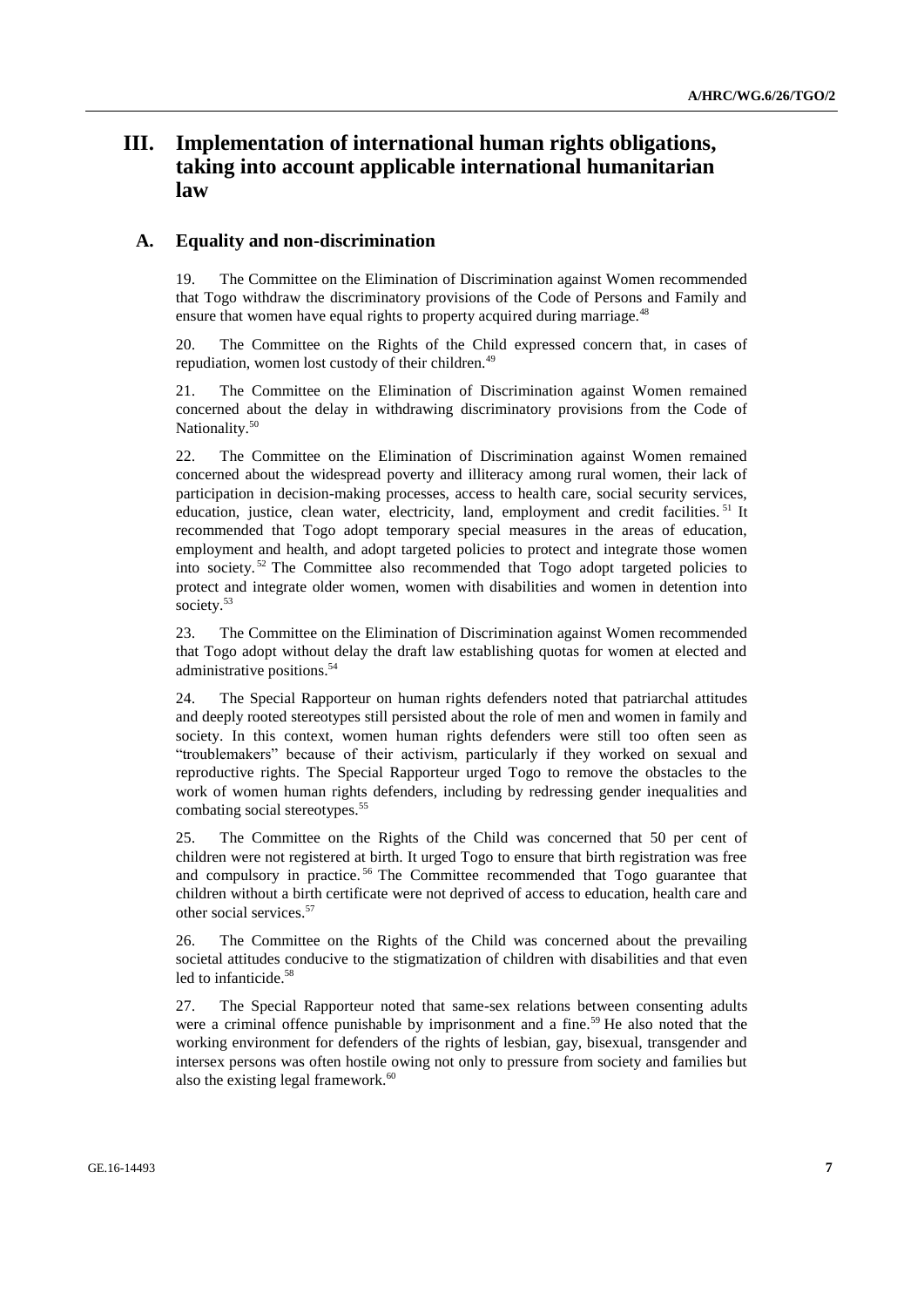# III. Implementation of international human rights obligations, taking into account applicable international humanitarian law

## A. Equality and non-discrimination

19. The Committee on the Elimination of Discrimination against Women recommended that Togo withdraw the discriminatory provisions of the Code of Persons and Family and ensure that women have equal rights to property acquired during marriage.[48]

20. The Committee on the Rights of the Child expressed concern that, in cases of repudiation, women lost custody of their children.[49]

21. The Committee on the Elimination of Discrimination against Women remained concerned about the delay in withdrawing discriminatory provisions from the Code of Nationality.[50]

22. The Committee on the Elimination of Discrimination against Women remained concerned about the widespread poverty and illiteracy among rural women, their lack of participation in decision-making processes, access to health care, social security services, education, justice, clean water, electricity, land, employment and credit facilities.[51] It recommended that Togo adopt temporary special measures in the areas of education, employment and health, and adopt targeted policies to protect and integrate those women into society.[52] The Committee also recommended that Togo adopt targeted policies to protect and integrate older women, women with disabilities and women in detention into society.[53]

23. The Committee on the Elimination of Discrimination against Women recommended that Togo adopt without delay the draft law establishing quotas for women at elected and administrative positions.[54]

24. The Special Rapporteur on human rights defenders noted that patriarchal attitudes and deeply rooted stereotypes still persisted about the role of men and women in family and society. In this context, women human rights defenders were still too often seen as "troublemakers" because of their activism, particularly if they worked on sexual and reproductive rights. The Special Rapporteur urged Togo to remove the obstacles to the work of women human rights defenders, including by redressing gender inequalities and combating social stereotypes.[55]

25. The Committee on the Rights of the Child was concerned that 50 per cent of children were not registered at birth. It urged Togo to ensure that birth registration was free and compulsory in practice.[56] The Committee recommended that Togo guarantee that children without a birth certificate were not deprived of access to education, health care and other social services.[57]

26. The Committee on the Rights of the Child was concerned about the prevailing societal attitudes conducive to the stigmatization of children with disabilities and that even led to infanticide.[58]

27. The Special Rapporteur noted that same-sex relations between consenting adults were a criminal offence punishable by imprisonment and a fine.[59] He also noted that the working environment for defenders of the rights of lesbian, gay, bisexual, transgender and intersex persons was often hostile owing not only to pressure from society and families but also the existing legal framework.[60]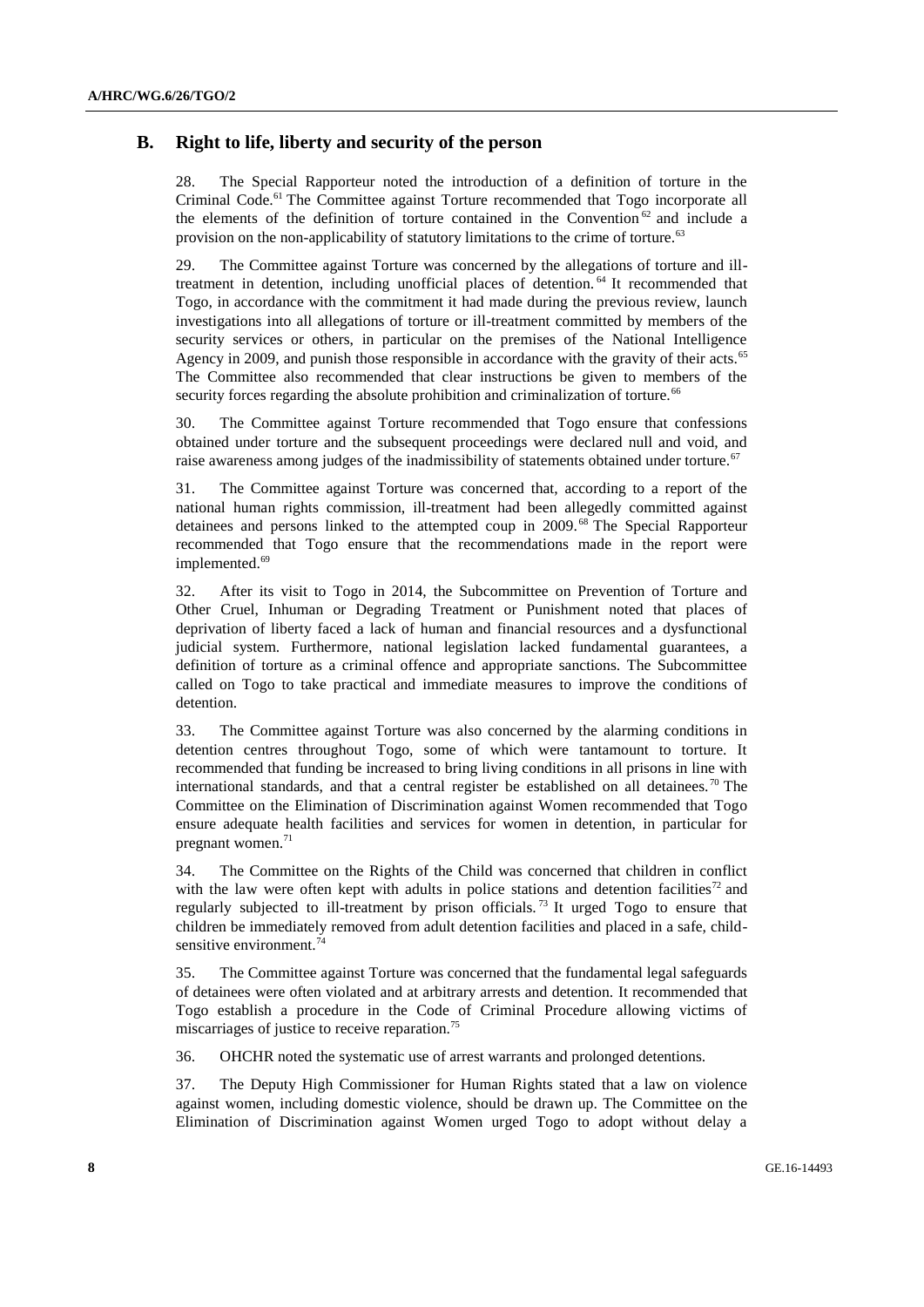## B. Right to life, liberty and security of the person

28. The Special Rapporteur noted the introduction of a definition of torture in the Criminal Code.[61] The Committee against Torture recommended that Togo incorporate all the elements of the definition of torture contained in the Convention[62] and include a provision on the non-applicability of statutory limitations to the crime of torture.[63]

29. The Committee against Torture was concerned by the allegations of torture and ill-treatment in detention, including unofficial places of detention.[64] It recommended that Togo, in accordance with the commitment it had made during the previous review, launch investigations into all allegations of torture or ill-treatment committed by members of the security services or others, in particular on the premises of the National Intelligence Agency in 2009, and punish those responsible in accordance with the gravity of their acts.[65] The Committee also recommended that clear instructions be given to members of the security forces regarding the absolute prohibition and criminalization of torture.[66]

30. The Committee against Torture recommended that Togo ensure that confessions obtained under torture and the subsequent proceedings were declared null and void, and raise awareness among judges of the inadmissibility of statements obtained under torture.[67]

31. The Committee against Torture was concerned that, according to a report of the national human rights commission, ill-treatment had been allegedly committed against detainees and persons linked to the attempted coup in 2009.[68] The Special Rapporteur recommended that Togo ensure that the recommendations made in the report were implemented.[69]

32. After its visit to Togo in 2014, the Subcommittee on Prevention of Torture and Other Cruel, Inhuman or Degrading Treatment or Punishment noted that places of deprivation of liberty faced a lack of human and financial resources and a dysfunctional judicial system. Furthermore, national legislation lacked fundamental guarantees, a definition of torture as a criminal offence and appropriate sanctions. The Subcommittee called on Togo to take practical and immediate measures to improve the conditions of detention.

33. The Committee against Torture was also concerned by the alarming conditions in detention centres throughout Togo, some of which were tantamount to torture. It recommended that funding be increased to bring living conditions in all prisons in line with international standards, and that a central register be established on all detainees.[70] The Committee on the Elimination of Discrimination against Women recommended that Togo ensure adequate health facilities and services for women in detention, in particular for pregnant women.[71]

34. The Committee on the Rights of the Child was concerned that children in conflict with the law were often kept with adults in police stations and detention facilities[72] and regularly subjected to ill-treatment by prison officials.[73] It urged Togo to ensure that children be immediately removed from adult detention facilities and placed in a safe, child-sensitive environment.[74]

35. The Committee against Torture was concerned that the fundamental legal safeguards of detainees were often violated and at arbitrary arrests and detention. It recommended that Togo establish a procedure in the Code of Criminal Procedure allowing victims of miscarriages of justice to receive reparation.[75]

36. OHCHR noted the systematic use of arrest warrants and prolonged detentions.

37. The Deputy High Commissioner for Human Rights stated that a law on violence against women, including domestic violence, should be drawn up. The Committee on the Elimination of Discrimination against Women urged Togo to adopt without delay a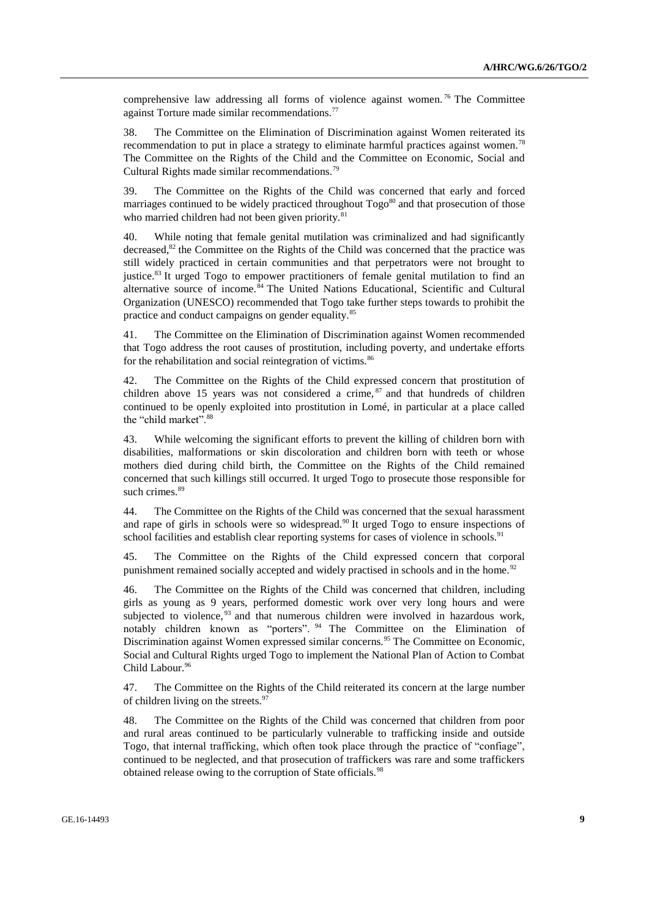comprehensive law addressing all forms of violence against women.[76] The Committee against Torture made similar recommendations.[77]

38. The Committee on the Elimination of Discrimination against Women reiterated its recommendation to put in place a strategy to eliminate harmful practices against women.[78] The Committee on the Rights of the Child and the Committee on Economic, Social and Cultural Rights made similar recommendations.[79]

39. The Committee on the Rights of the Child was concerned that early and forced marriages continued to be widely practiced throughout Togo[80] and that prosecution of those who married children had not been given priority.[81]

40. While noting that female genital mutilation was criminalized and had significantly decreased,[82] the Committee on the Rights of the Child was concerned that the practice was still widely practiced in certain communities and that perpetrators were not brought to justice.[83] It urged Togo to empower practitioners of female genital mutilation to find an alternative source of income.[84] The United Nations Educational, Scientific and Cultural Organization (UNESCO) recommended that Togo take further steps towards to prohibit the practice and conduct campaigns on gender equality.[85]

41. The Committee on the Elimination of Discrimination against Women recommended that Togo address the root causes of prostitution, including poverty, and undertake efforts for the rehabilitation and social reintegration of victims.[86]

42. The Committee on the Rights of the Child expressed concern that prostitution of children above 15 years was not considered a crime,[87] and that hundreds of children continued to be openly exploited into prostitution in Lomé, in particular at a place called the "child market".[88]

43. While welcoming the significant efforts to prevent the killing of children born with disabilities, malformations or skin discoloration and children born with teeth or whose mothers died during child birth, the Committee on the Rights of the Child remained concerned that such killings still occurred. It urged Togo to prosecute those responsible for such crimes.[89]

44. The Committee on the Rights of the Child was concerned that the sexual harassment and rape of girls in schools were so widespread.[90] It urged Togo to ensure inspections of school facilities and establish clear reporting systems for cases of violence in schools.[91]

45. The Committee on the Rights of the Child expressed concern that corporal punishment remained socially accepted and widely practised in schools and in the home.[92]

46. The Committee on the Rights of the Child was concerned that children, including girls as young as 9 years, performed domestic work over very long hours and were subjected to violence,[93] and that numerous children were involved in hazardous work, notably children known as "porters".[94] The Committee on the Elimination of Discrimination against Women expressed similar concerns.[95] The Committee on Economic, Social and Cultural Rights urged Togo to implement the National Plan of Action to Combat Child Labour.[96]

47. The Committee on the Rights of the Child reiterated its concern at the large number of children living on the streets.[97]

48. The Committee on the Rights of the Child was concerned that children from poor and rural areas continued to be particularly vulnerable to trafficking inside and outside Togo, that internal trafficking, which often took place through the practice of "confiage", continued to be neglected, and that prosecution of traffickers was rare and some traffickers obtained release owing to the corruption of State officials.[98]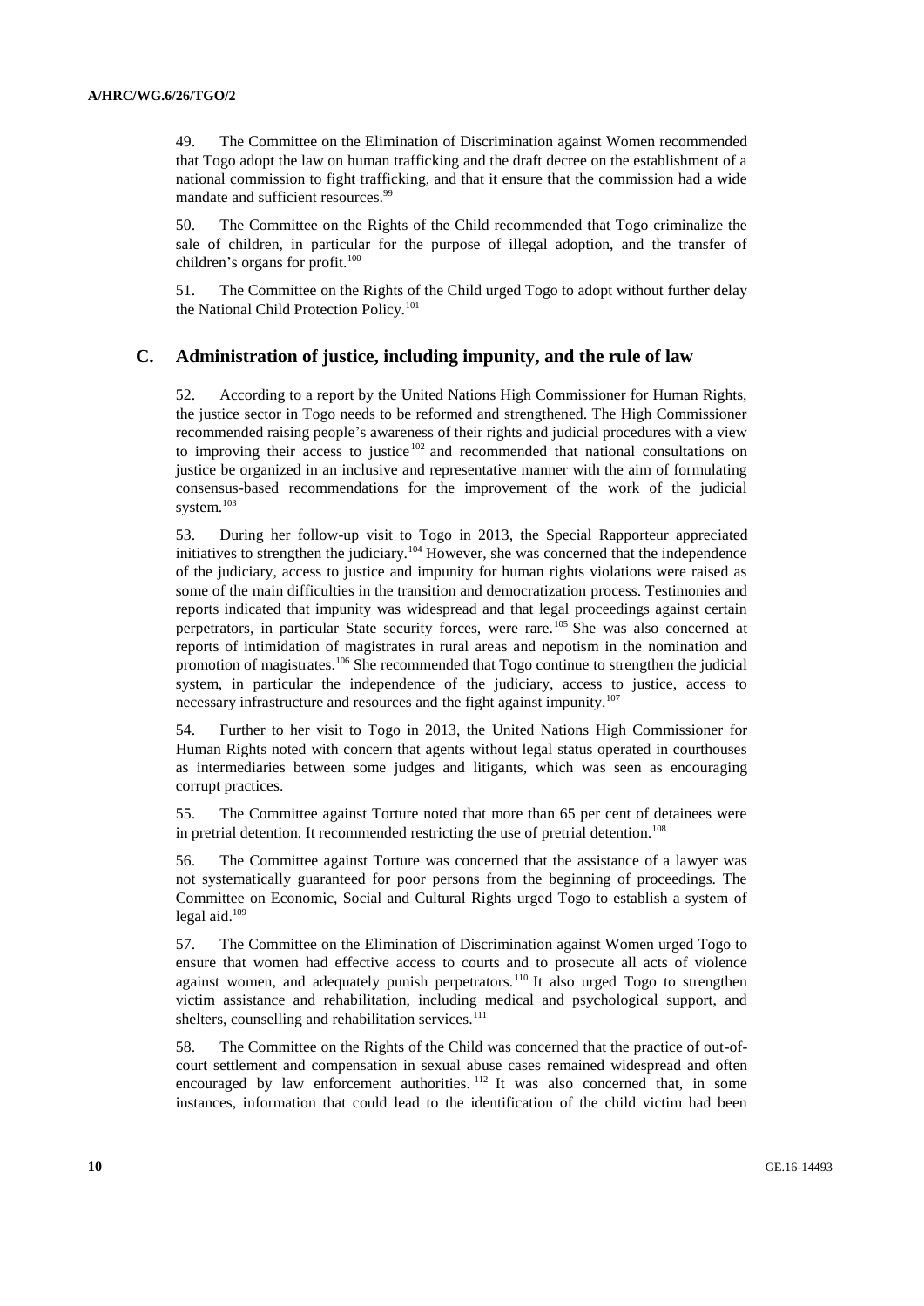49. The Committee on the Elimination of Discrimination against Women recommended that Togo adopt the law on human trafficking and the draft decree on the establishment of a national commission to fight trafficking, and that it ensure that the commission had a wide mandate and sufficient resources.[99]

50. The Committee on the Rights of the Child recommended that Togo criminalize the sale of children, in particular for the purpose of illegal adoption, and the transfer of children's organs for profit.[100]

51. The Committee on the Rights of the Child urged Togo to adopt without further delay the National Child Protection Policy.[101]

## C. Administration of justice, including impunity, and the rule of law

52. According to a report by the United Nations High Commissioner for Human Rights, the justice sector in Togo needs to be reformed and strengthened. The High Commissioner recommended raising people's awareness of their rights and judicial procedures with a view to improving their access to justice[102] and recommended that national consultations on justice be organized in an inclusive and representative manner with the aim of formulating consensus-based recommendations for the improvement of the work of the judicial system.[103]

53. During her follow-up visit to Togo in 2013, the Special Rapporteur appreciated initiatives to strengthen the judiciary.[104] However, she was concerned that the independence of the judiciary, access to justice and impunity for human rights violations were raised as some of the main difficulties in the transition and democratization process. Testimonies and reports indicated that impunity was widespread and that legal proceedings against certain perpetrators, in particular State security forces, were rare.[105] She was also concerned at reports of intimidation of magistrates in rural areas and nepotism in the nomination and promotion of magistrates.[106] She recommended that Togo continue to strengthen the judicial system, in particular the independence of the judiciary, access to justice, access to necessary infrastructure and resources and the fight against impunity.[107]

54. Further to her visit to Togo in 2013, the United Nations High Commissioner for Human Rights noted with concern that agents without legal status operated in courthouses as intermediaries between some judges and litigants, which was seen as encouraging corrupt practices.

55. The Committee against Torture noted that more than 65 per cent of detainees were in pretrial detention. It recommended restricting the use of pretrial detention.[108]

56. The Committee against Torture was concerned that the assistance of a lawyer was not systematically guaranteed for poor persons from the beginning of proceedings. The Committee on Economic, Social and Cultural Rights urged Togo to establish a system of legal aid.[109]

57. The Committee on the Elimination of Discrimination against Women urged Togo to ensure that women had effective access to courts and to prosecute all acts of violence against women, and adequately punish perpetrators.[110] It also urged Togo to strengthen victim assistance and rehabilitation, including medical and psychological support, and shelters, counselling and rehabilitation services.[111]

58. The Committee on the Rights of the Child was concerned that the practice of out-of-court settlement and compensation in sexual abuse cases remained widespread and often encouraged by law enforcement authorities.[112] It was also concerned that, in some instances, information that could lead to the identification of the child victim had been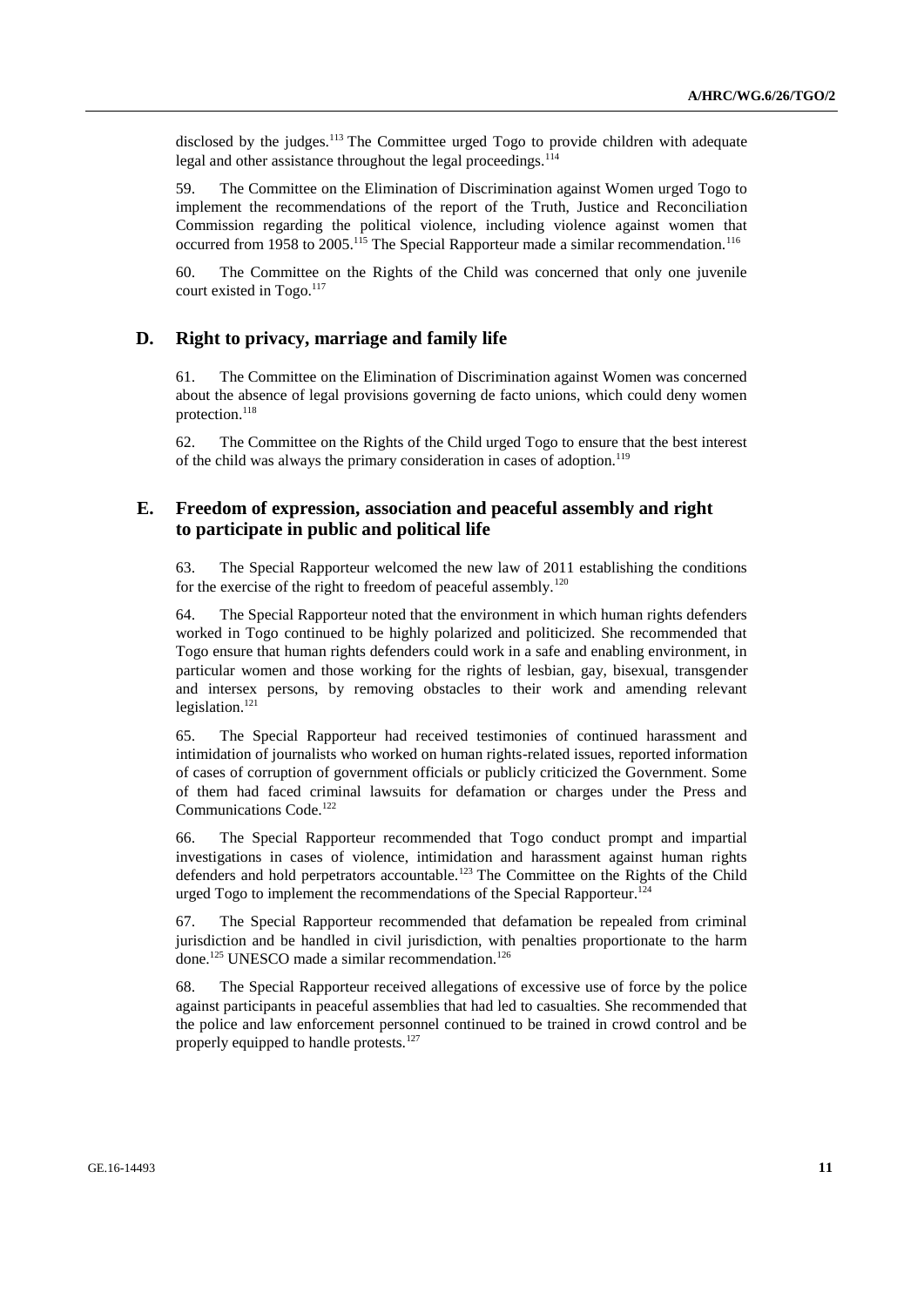disclosed by the judges.[113] The Committee urged Togo to provide children with adequate legal and other assistance throughout the legal proceedings.[114]

59. The Committee on the Elimination of Discrimination against Women urged Togo to implement the recommendations of the report of the Truth, Justice and Reconciliation Commission regarding the political violence, including violence against women that occurred from 1958 to 2005.[115] The Special Rapporteur made a similar recommendation.[116]

60. The Committee on the Rights of the Child was concerned that only one juvenile court existed in Togo.[117]

## D. Right to privacy, marriage and family life

61. The Committee on the Elimination of Discrimination against Women was concerned about the absence of legal provisions governing de facto unions, which could deny women protection.[118]

62. The Committee on the Rights of the Child urged Togo to ensure that the best interest of the child was always the primary consideration in cases of adoption.[119]

## E. Freedom of expression, association and peaceful assembly and right to participate in public and political life

63. The Special Rapporteur welcomed the new law of 2011 establishing the conditions for the exercise of the right to freedom of peaceful assembly.[120]

64. The Special Rapporteur noted that the environment in which human rights defenders worked in Togo continued to be highly polarized and politicized. She recommended that Togo ensure that human rights defenders could work in a safe and enabling environment, in particular women and those working for the rights of lesbian, gay, bisexual, transgender and intersex persons, by removing obstacles to their work and amending relevant legislation.[121]

65. The Special Rapporteur had received testimonies of continued harassment and intimidation of journalists who worked on human rights-related issues, reported information of cases of corruption of government officials or publicly criticized the Government. Some of them had faced criminal lawsuits for defamation or charges under the Press and Communications Code.[122]

66. The Special Rapporteur recommended that Togo conduct prompt and impartial investigations in cases of violence, intimidation and harassment against human rights defenders and hold perpetrators accountable.[123] The Committee on the Rights of the Child urged Togo to implement the recommendations of the Special Rapporteur.[124]

67. The Special Rapporteur recommended that defamation be repealed from criminal jurisdiction and be handled in civil jurisdiction, with penalties proportionate to the harm done.[125] UNESCO made a similar recommendation.[126]

68. The Special Rapporteur received allegations of excessive use of force by the police against participants in peaceful assemblies that had led to casualties. She recommended that the police and law enforcement personnel continued to be trained in crowd control and be properly equipped to handle protests.[127]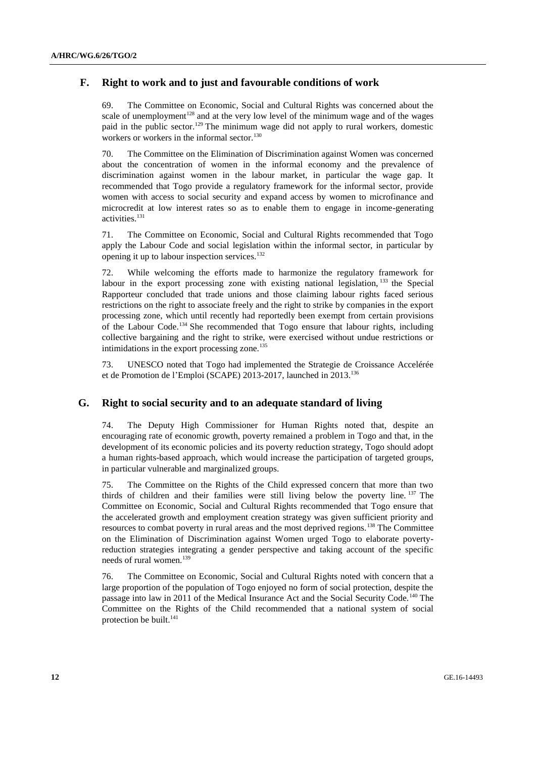## F. Right to work and to just and favourable conditions of work

69. The Committee on Economic, Social and Cultural Rights was concerned about the scale of unemployment[128] and at the very low level of the minimum wage and of the wages paid in the public sector.[129] The minimum wage did not apply to rural workers, domestic workers or workers in the informal sector.[130]

70. The Committee on the Elimination of Discrimination against Women was concerned about the concentration of women in the informal economy and the prevalence of discrimination against women in the labour market, in particular the wage gap. It recommended that Togo provide a regulatory framework for the informal sector, provide women with access to social security and expand access by women to microfinance and microcredit at low interest rates so as to enable them to engage in income-generating activities.[131]

71. The Committee on Economic, Social and Cultural Rights recommended that Togo apply the Labour Code and social legislation within the informal sector, in particular by opening it up to labour inspection services.[132]

72. While welcoming the efforts made to harmonize the regulatory framework for labour in the export processing zone with existing national legislation,[133] the Special Rapporteur concluded that trade unions and those claiming labour rights faced serious restrictions on the right to associate freely and the right to strike by companies in the export processing zone, which until recently had reportedly been exempt from certain provisions of the Labour Code.[134] She recommended that Togo ensure that labour rights, including collective bargaining and the right to strike, were exercised without undue restrictions or intimidations in the export processing zone.[135]

73. UNESCO noted that Togo had implemented the Strategie de Croissance Accelérée et de Promotion de l'Emploi (SCAPE) 2013-2017, launched in 2013.[136]

## G. Right to social security and to an adequate standard of living

74. The Deputy High Commissioner for Human Rights noted that, despite an encouraging rate of economic growth, poverty remained a problem in Togo and that, in the development of its economic policies and its poverty reduction strategy, Togo should adopt a human rights-based approach, which would increase the participation of targeted groups, in particular vulnerable and marginalized groups.

75. The Committee on the Rights of the Child expressed concern that more than two thirds of children and their families were still living below the poverty line.[137] The Committee on Economic, Social and Cultural Rights recommended that Togo ensure that the accelerated growth and employment creation strategy was given sufficient priority and resources to combat poverty in rural areas and the most deprived regions.[138] The Committee on the Elimination of Discrimination against Women urged Togo to elaborate poverty-reduction strategies integrating a gender perspective and taking account of the specific needs of rural women.[139]

76. The Committee on Economic, Social and Cultural Rights noted with concern that a large proportion of the population of Togo enjoyed no form of social protection, despite the passage into law in 2011 of the Medical Insurance Act and the Social Security Code.[140] The Committee on the Rights of the Child recommended that a national system of social protection be built.[141]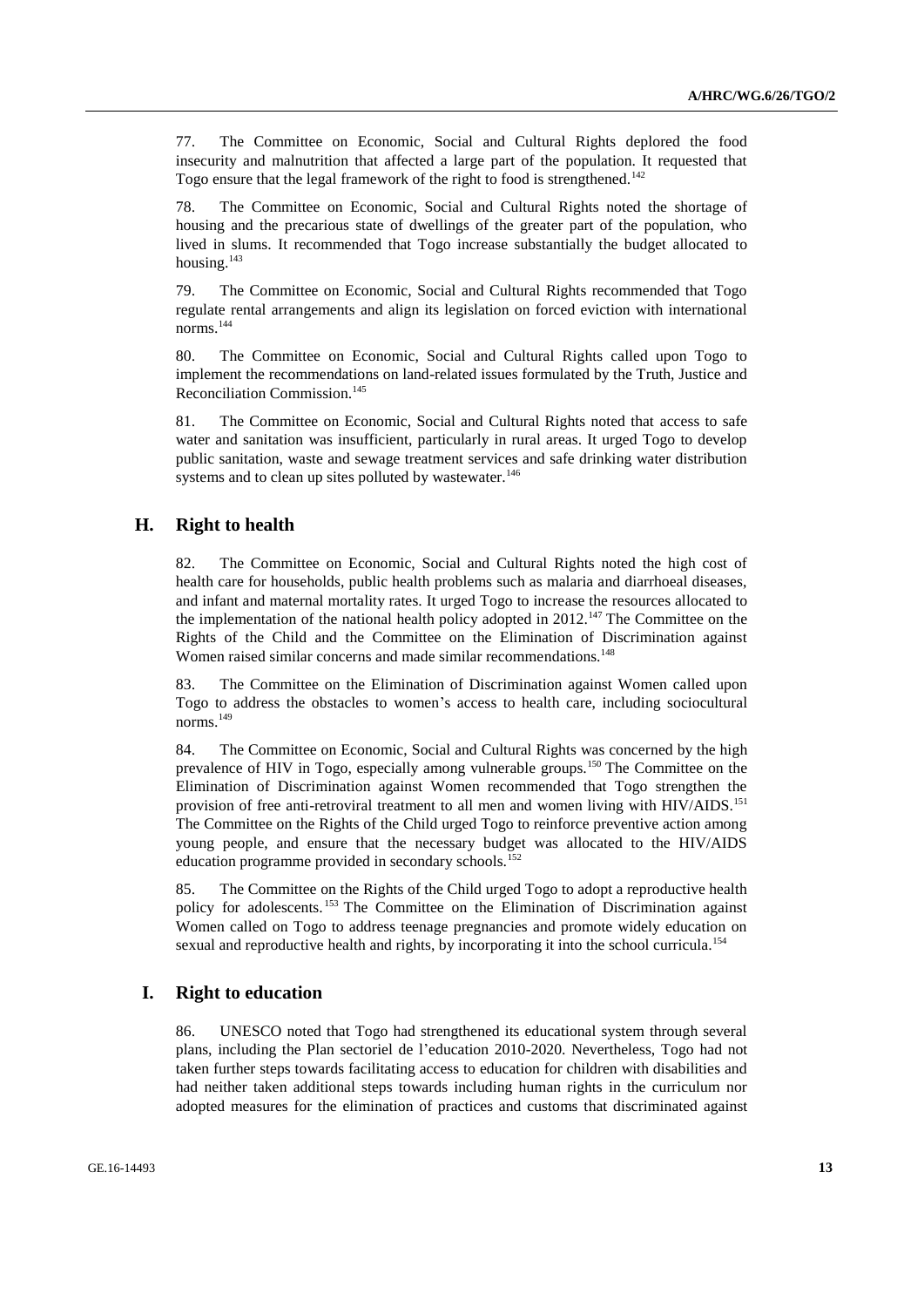77. The Committee on Economic, Social and Cultural Rights deplored the food insecurity and malnutrition that affected a large part of the population. It requested that Togo ensure that the legal framework of the right to food is strengthened.[142]

78. The Committee on Economic, Social and Cultural Rights noted the shortage of housing and the precarious state of dwellings of the greater part of the population, who lived in slums. It recommended that Togo increase substantially the budget allocated to housing.[143]

79. The Committee on Economic, Social and Cultural Rights recommended that Togo regulate rental arrangements and align its legislation on forced eviction with international norms.[144]

80. The Committee on Economic, Social and Cultural Rights called upon Togo to implement the recommendations on land-related issues formulated by the Truth, Justice and Reconciliation Commission.[145]

81. The Committee on Economic, Social and Cultural Rights noted that access to safe water and sanitation was insufficient, particularly in rural areas. It urged Togo to develop public sanitation, waste and sewage treatment services and safe drinking water distribution systems and to clean up sites polluted by wastewater.[146]

## H. Right to health

82. The Committee on Economic, Social and Cultural Rights noted the high cost of health care for households, public health problems such as malaria and diarrhoeal diseases, and infant and maternal mortality rates. It urged Togo to increase the resources allocated to the implementation of the national health policy adopted in 2012.[147] The Committee on the Rights of the Child and the Committee on the Elimination of Discrimination against Women raised similar concerns and made similar recommendations.[148]

83. The Committee on the Elimination of Discrimination against Women called upon Togo to address the obstacles to women's access to health care, including sociocultural norms.[149]

84. The Committee on Economic, Social and Cultural Rights was concerned by the high prevalence of HIV in Togo, especially among vulnerable groups.[150] The Committee on the Elimination of Discrimination against Women recommended that Togo strengthen the provision of free anti-retroviral treatment to all men and women living with HIV/AIDS.[151] The Committee on the Rights of the Child urged Togo to reinforce preventive action among young people, and ensure that the necessary budget was allocated to the HIV/AIDS education programme provided in secondary schools.[152]

85. The Committee on the Rights of the Child urged Togo to adopt a reproductive health policy for adolescents.[153] The Committee on the Elimination of Discrimination against Women called on Togo to address teenage pregnancies and promote widely education on sexual and reproductive health and rights, by incorporating it into the school curricula.[154]

## I. Right to education

86. UNESCO noted that Togo had strengthened its educational system through several plans, including the Plan sectoriel de l'education 2010-2020. Nevertheless, Togo had not taken further steps towards facilitating access to education for children with disabilities and had neither taken additional steps towards including human rights in the curriculum nor adopted measures for the elimination of practices and customs that discriminated against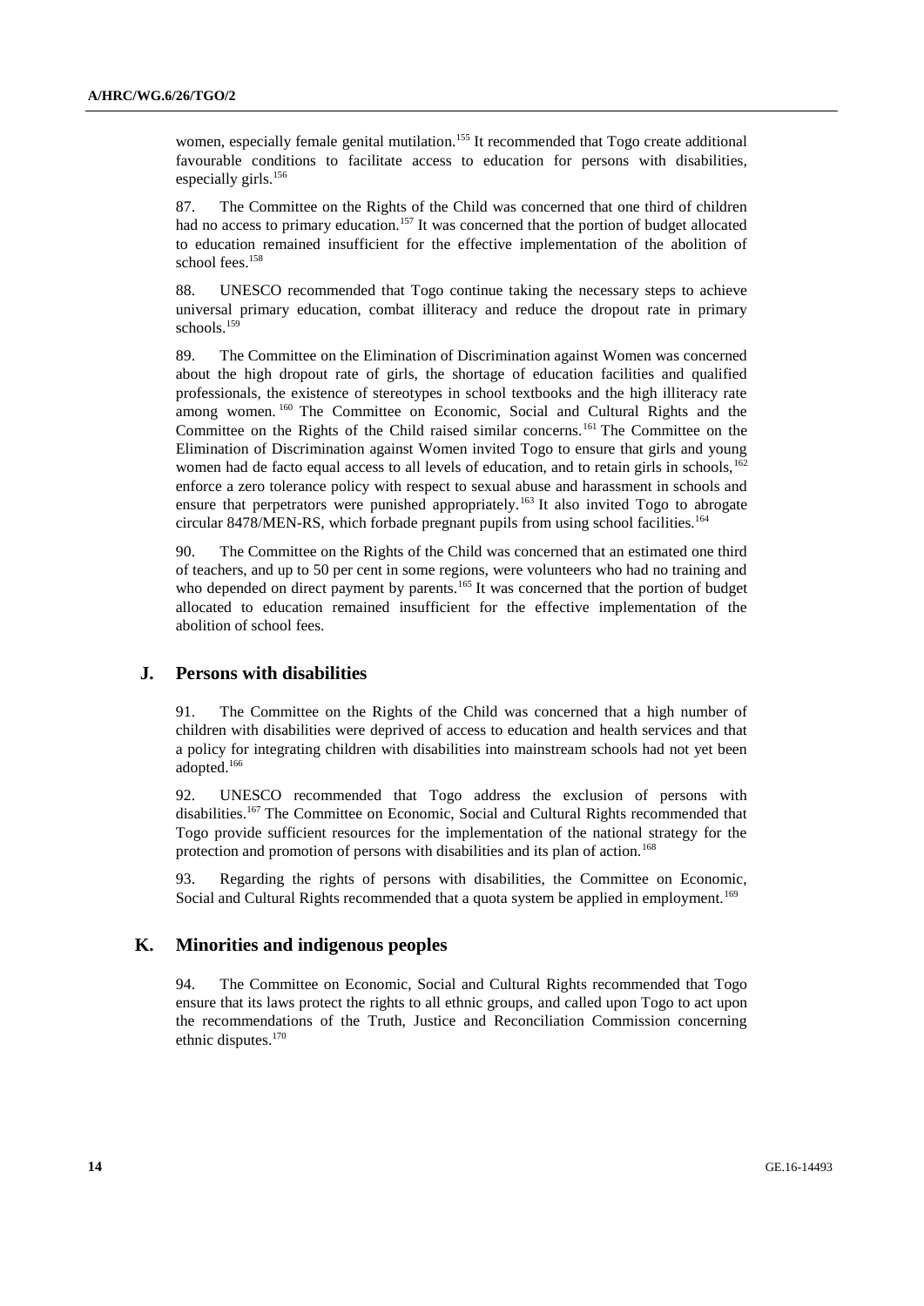women, especially female genital mutilation.[155] It recommended that Togo create additional favourable conditions to facilitate access to education for persons with disabilities, especially girls.[156]

87. The Committee on the Rights of the Child was concerned that one third of children had no access to primary education.[157] It was concerned that the portion of budget allocated to education remained insufficient for the effective implementation of the abolition of school fees.[158]

88. UNESCO recommended that Togo continue taking the necessary steps to achieve universal primary education, combat illiteracy and reduce the dropout rate in primary schools.[159]

89. The Committee on the Elimination of Discrimination against Women was concerned about the high dropout rate of girls, the shortage of education facilities and qualified professionals, the existence of stereotypes in school textbooks and the high illiteracy rate among women.[160] The Committee on Economic, Social and Cultural Rights and the Committee on the Rights of the Child raised similar concerns.[161] The Committee on the Elimination of Discrimination against Women invited Togo to ensure that girls and young women had de facto equal access to all levels of education, and to retain girls in schools,[162] enforce a zero tolerance policy with respect to sexual abuse and harassment in schools and ensure that perpetrators were punished appropriately.[163] It also invited Togo to abrogate circular 8478/MEN-RS, which forbade pregnant pupils from using school facilities.[164]

90. The Committee on the Rights of the Child was concerned that an estimated one third of teachers, and up to 50 per cent in some regions, were volunteers who had no training and who depended on direct payment by parents.[165] It was concerned that the portion of budget allocated to education remained insufficient for the effective implementation of the abolition of school fees.

## J. Persons with disabilities

91. The Committee on the Rights of the Child was concerned that a high number of children with disabilities were deprived of access to education and health services and that a policy for integrating children with disabilities into mainstream schools had not yet been adopted.[166]

92. UNESCO recommended that Togo address the exclusion of persons with disabilities.[167] The Committee on Economic, Social and Cultural Rights recommended that Togo provide sufficient resources for the implementation of the national strategy for the protection and promotion of persons with disabilities and its plan of action.[168]

93. Regarding the rights of persons with disabilities, the Committee on Economic, Social and Cultural Rights recommended that a quota system be applied in employment.[169]

## K. Minorities and indigenous peoples

94. The Committee on Economic, Social and Cultural Rights recommended that Togo ensure that its laws protect the rights to all ethnic groups, and called upon Togo to act upon the recommendations of the Truth, Justice and Reconciliation Commission concerning ethnic disputes.[170]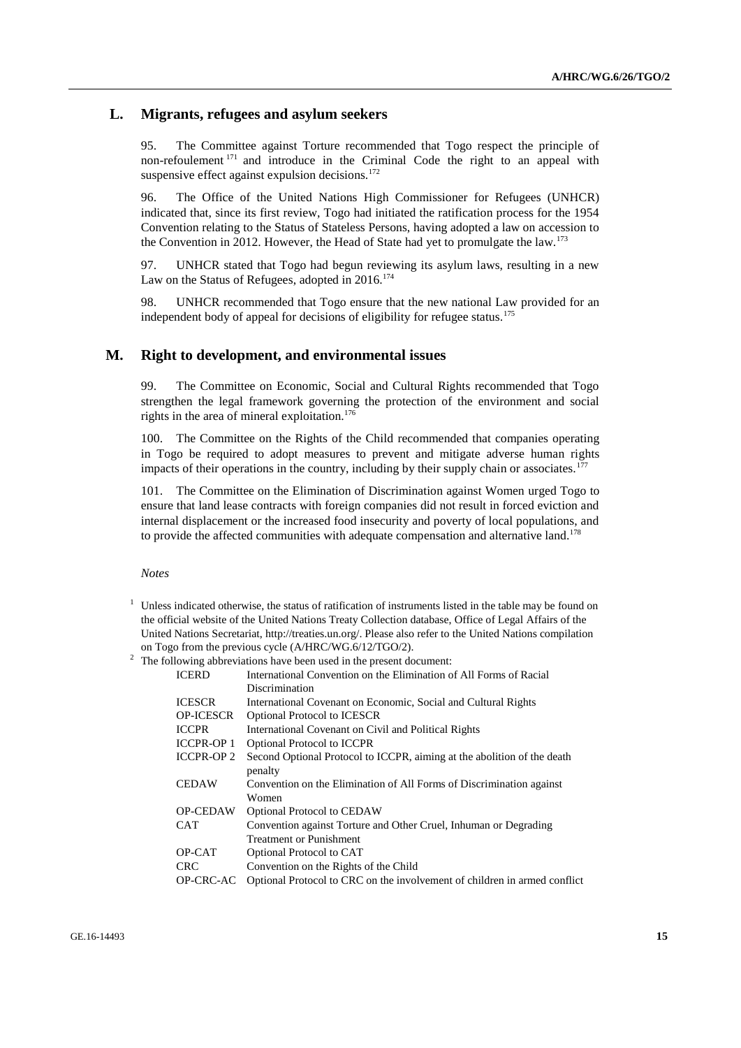## L. Migrants, refugees and asylum seekers

95. The Committee against Torture recommended that Togo respect the principle of non-refoulement [171] and introduce in the Criminal Code the right to an appeal with suspensive effect against expulsion decisions.[172]

96. The Office of the United Nations High Commissioner for Refugees (UNHCR) indicated that, since its first review, Togo had initiated the ratification process for the 1954 Convention relating to the Status of Stateless Persons, having adopted a law on accession to the Convention in 2012. However, the Head of State had yet to promulgate the law.[173]

97. UNHCR stated that Togo had begun reviewing its asylum laws, resulting in a new Law on the Status of Refugees, adopted in 2016.[174]

98. UNHCR recommended that Togo ensure that the new national Law provided for an independent body of appeal for decisions of eligibility for refugee status.[175]

## M. Right to development, and environmental issues

99. The Committee on Economic, Social and Cultural Rights recommended that Togo strengthen the legal framework governing the protection of the environment and social rights in the area of mineral exploitation.[176]

100. The Committee on the Rights of the Child recommended that companies operating in Togo be required to adopt measures to prevent and mitigate adverse human rights impacts of their operations in the country, including by their supply chain or associates.[177]

101. The Committee on the Elimination of Discrimination against Women urged Togo to ensure that land lease contracts with foreign companies did not result in forced eviction and internal displacement or the increased food insecurity and poverty of local populations, and to provide the affected communities with adequate compensation and alternative land.[178]

*Notes*

[1] Unless indicated otherwise, the status of ratification of instruments listed in the table may be found on the official website of the United Nations Treaty Collection database, Office of Legal Affairs of the United Nations Secretariat, http://treaties.un.org/. Please also refer to the United Nations compilation on Togo from the previous cycle (A/HRC/WG.6/12/TGO/2).

[2] The following abbreviations have been used in the present document:

| | |
|---|---|
| ICERD | International Convention on the Elimination of All Forms of Racial Discrimination |
| ICESCR | International Covenant on Economic, Social and Cultural Rights |
| OP-ICESCR | Optional Protocol to ICESCR |
| ICCPR | International Covenant on Civil and Political Rights |
| ICCPR-OP 1 | Optional Protocol to ICCPR |
| ICCPR-OP 2 | Second Optional Protocol to ICCPR, aiming at the abolition of the death penalty |
| CEDAW | Convention on the Elimination of All Forms of Discrimination against Women |
| OP-CEDAW | Optional Protocol to CEDAW |
| CAT | Convention against Torture and Other Cruel, Inhuman or Degrading Treatment or Punishment |
| OP-CAT | Optional Protocol to CAT |
| CRC | Convention on the Rights of the Child |
| OP-CRC-AC | Optional Protocol to CRC on the involvement of children in armed conflict |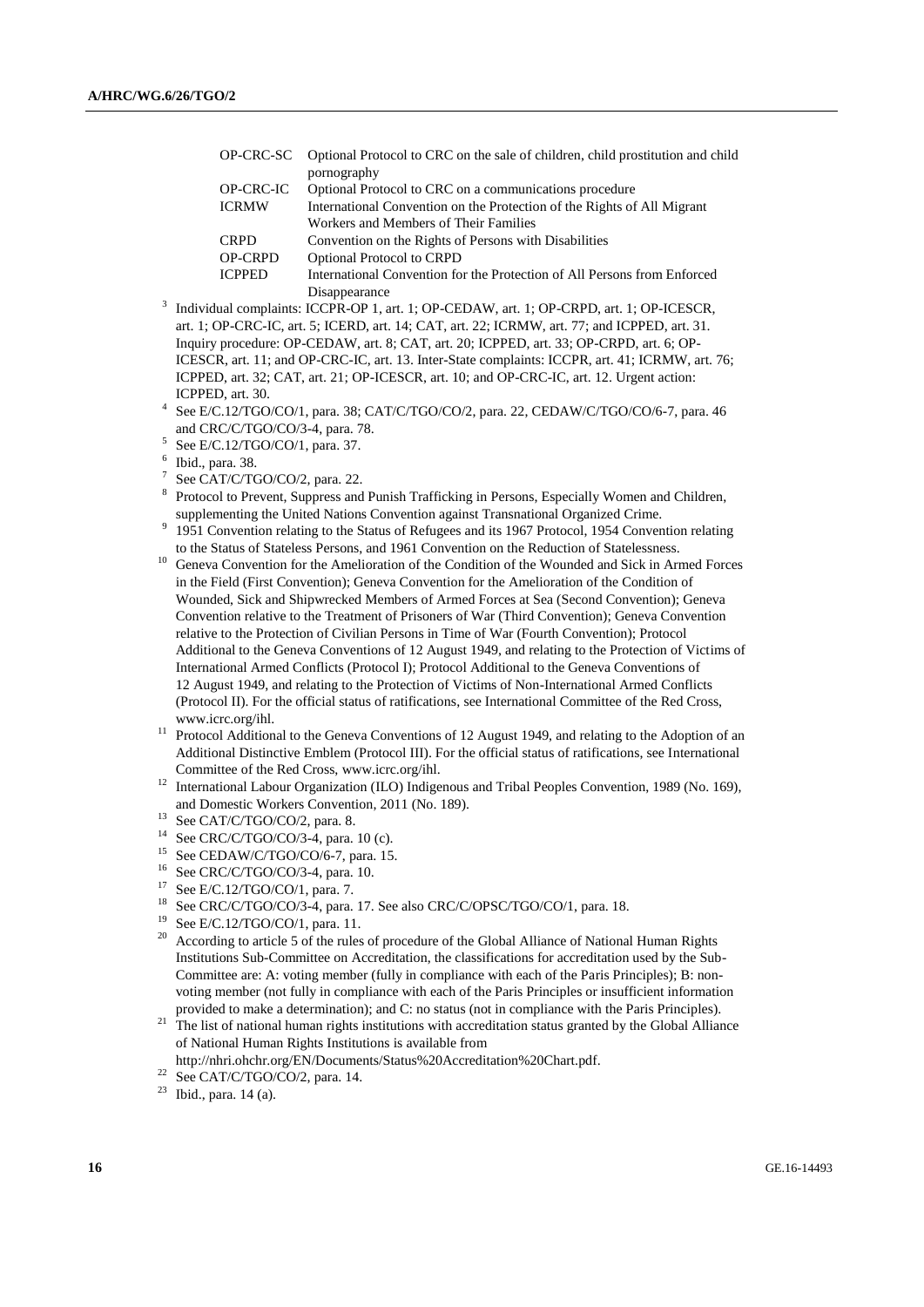| | |
|---|---|
| OP-CRC-SC | Optional Protocol to CRC on the sale of children, child prostitution and child pornography |
| OP-CRC-IC | Optional Protocol to CRC on a communications procedure |
| ICRMW | International Convention on the Protection of the Rights of All Migrant Workers and Members of Their Families |
| CRPD | Convention on the Rights of Persons with Disabilities |
| OP-CRPD | Optional Protocol to CRPD |
| ICPPED | International Convention for the Protection of All Persons from Enforced Disappearance |

[3] Individual complaints: ICCPR-OP 1, art. 1; OP-CEDAW, art. 1; OP-CRPD, art. 1; OP-ICESCR, art. 1; OP-CRC-IC, art. 5; ICERD, art. 14; CAT, art. 22; ICRMW, art. 77; and ICPPED, art. 31. Inquiry procedure: OP-CEDAW, art. 8; CAT, art. 20; ICPPED, art. 33; OP-CRPD, art. 6; OP-ICESCR, art. 11; and OP-CRC-IC, art. 13. Inter-State complaints: ICCPR, art. 41; ICRMW, art. 76; ICPPED, art. 32; CAT, art. 21; OP-ICESCR, art. 10; and OP-CRC-IC, art. 12. Urgent action: ICPPED, art. 30.

[4] See E/C.12/TGO/CO/1, para. 38; CAT/C/TGO/CO/2, para. 22, CEDAW/C/TGO/CO/6-7, para. 46 and CRC/C/TGO/CO/3-4, para. 78.

[5] See E/C.12/TGO/CO/1, para. 37.

[6] Ibid., para. 38.

[7] See CAT/C/TGO/CO/2, para. 22.

[8] Protocol to Prevent, Suppress and Punish Trafficking in Persons, Especially Women and Children, supplementing the United Nations Convention against Transnational Organized Crime.

[9] 1951 Convention relating to the Status of Refugees and its 1967 Protocol, 1954 Convention relating to the Status of Stateless Persons, and 1961 Convention on the Reduction of Statelessness.

[10] Geneva Convention for the Amelioration of the Condition of the Wounded and Sick in Armed Forces in the Field (First Convention); Geneva Convention for the Amelioration of the Condition of Wounded, Sick and Shipwrecked Members of Armed Forces at Sea (Second Convention); Geneva Convention relative to the Treatment of Prisoners of War (Third Convention); Geneva Convention relative to the Protection of Civilian Persons in Time of War (Fourth Convention); Protocol Additional to the Geneva Conventions of 12 August 1949, and relating to the Protection of Victims of International Armed Conflicts (Protocol I); Protocol Additional to the Geneva Conventions of 12 August 1949, and relating to the Protection of Victims of Non-International Armed Conflicts (Protocol II). For the official status of ratifications, see International Committee of the Red Cross, www.icrc.org/ihl.

[11] Protocol Additional to the Geneva Conventions of 12 August 1949, and relating to the Adoption of an Additional Distinctive Emblem (Protocol III). For the official status of ratifications, see International Committee of the Red Cross, www.icrc.org/ihl.

[12] International Labour Organization (ILO) Indigenous and Tribal Peoples Convention, 1989 (No. 169), and Domestic Workers Convention, 2011 (No. 189).

[13] See CAT/C/TGO/CO/2, para. 8.

[14] See CRC/C/TGO/CO/3-4, para. 10 (c).

[15] See CEDAW/C/TGO/CO/6-7, para. 15.

[16] See CRC/C/TGO/CO/3-4, para. 10.

[17] See E/C.12/TGO/CO/1, para. 7.

[18] See CRC/C/TGO/CO/3-4, para. 17. See also CRC/C/OPSC/TGO/CO/1, para. 18.

[19] See E/C.12/TGO/CO/1, para. 11.

[20] According to article 5 of the rules of procedure of the Global Alliance of National Human Rights Institutions Sub-Committee on Accreditation, the classifications for accreditation used by the Sub-Committee are: A: voting member (fully in compliance with each of the Paris Principles); B: non-voting member (not fully in compliance with each of the Paris Principles or insufficient information provided to make a determination); and C: no status (not in compliance with the Paris Principles).

[21] The list of national human rights institutions with accreditation status granted by the Global Alliance of National Human Rights Institutions is available from http://nhri.ohchr.org/EN/Documents/Status%20Accreditation%20Chart.pdf.

[22] See CAT/C/TGO/CO/2, para. 14.

[23] Ibid., para. 14 (a).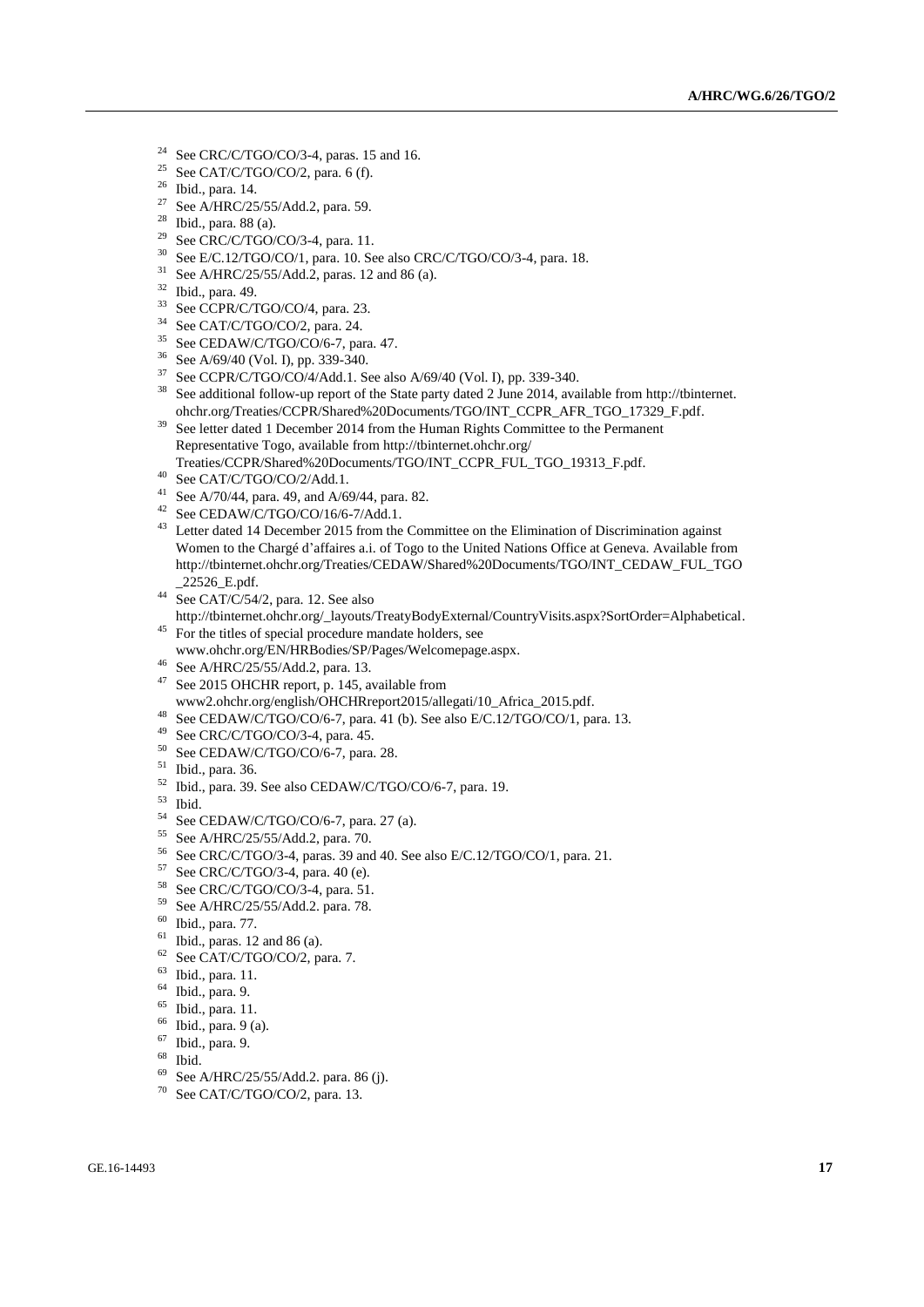[24] See CRC/C/TGO/CO/3-4, paras. 15 and 16.
[25] See CAT/C/TGO/CO/2, para. 6 (f).
[26] Ibid., para. 14.
[27] See A/HRC/25/55/Add.2, para. 59.
[28] Ibid., para. 88 (a).
[29] See CRC/C/TGO/CO/3-4, para. 11.
[30] See E/C.12/TGO/CO/1, para. 10. See also CRC/C/TGO/CO/3-4, para. 18.
[31] See A/HRC/25/55/Add.2, paras. 12 and 86 (a).
[32] Ibid., para. 49.
[33] See CCPR/C/TGO/CO/4, para. 23.
[34] See CAT/C/TGO/CO/2, para. 24.
[35] See CEDAW/C/TGO/CO/6-7, para. 47.
[36] See A/69/40 (Vol. I), pp. 339-340.
[37] See CCPR/C/TGO/CO/4/Add.1. See also A/69/40 (Vol. I), pp. 339-340.
[38] See additional follow-up report of the State party dated 2 June 2014, available from http://tbinternet.ohchr.org/Treaties/CCPR/Shared%20Documents/TGO/INT_CCPR_AFR_TGO_17329_F.pdf.
[39] See letter dated 1 December 2014 from the Human Rights Committee to the Permanent Representative Togo, available from http://tbinternet.ohchr.org/Treaties/CCPR/Shared%20Documents/TGO/INT_CCPR_FUL_TGO_19313_F.pdf.
[40] See CAT/C/TGO/CO/2/Add.1.
[41] See A/70/44, para. 49, and A/69/44, para. 82.
[42] See CEDAW/C/TGO/CO/16/6-7/Add.1.
[43] Letter dated 14 December 2015 from the Committee on the Elimination of Discrimination against Women to the Chargé d'affaires a.i. of Togo to the United Nations Office at Geneva. Available from http://tbinternet.ohchr.org/Treaties/CEDAW/Shared%20Documents/TGO/INT_CEDAW_FUL_TGO_22526_E.pdf.
[44] See CAT/C/54/2, para. 12. See also http://tbinternet.ohchr.org/_layouts/TreatyBodyExternal/CountryVisits.aspx?SortOrder=Alphabetical.
[45] For the titles of special procedure mandate holders, see www.ohchr.org/EN/HRBodies/SP/Pages/Welcomepage.aspx.
[46] See A/HRC/25/55/Add.2, para. 13.
[47] See 2015 OHCHR report, p. 145, available from www2.ohchr.org/english/OHCHRreport2015/allegati/10_Africa_2015.pdf.
[48] See CEDAW/C/TGO/CO/6-7, para. 41 (b). See also E/C.12/TGO/CO/1, para. 13.
[49] See CRC/C/TGO/CO/3-4, para. 45.
[50] See CEDAW/C/TGO/CO/6-7, para. 28.
[51] Ibid., para. 36.
[52] Ibid., para. 39. See also CEDAW/C/TGO/CO/6-7, para. 19.
[53] Ibid.
[54] See CEDAW/C/TGO/CO/6-7, para. 27 (a).
[55] See A/HRC/25/55/Add.2, para. 70.
[56] See CRC/C/TGO/3-4, paras. 39 and 40. See also E/C.12/TGO/CO/1, para. 21.
[57] See CRC/C/TGO/3-4, para. 40 (e).
[58] See CRC/C/TGO/CO/3-4, para. 51.
[59] See A/HRC/25/55/Add.2. para. 78.
[60] Ibid., para. 77.
[61] Ibid., paras. 12 and 86 (a).
[62] See CAT/C/TGO/CO/2, para. 7.
[63] Ibid., para. 11.
[64] Ibid., para. 9.
[65] Ibid., para. 11.
[66] Ibid., para. 9 (a).
[67] Ibid., para. 9.
[68] Ibid.
[69] See A/HRC/25/55/Add.2. para. 86 (j).
[70] See CAT/C/TGO/CO/2, para. 13.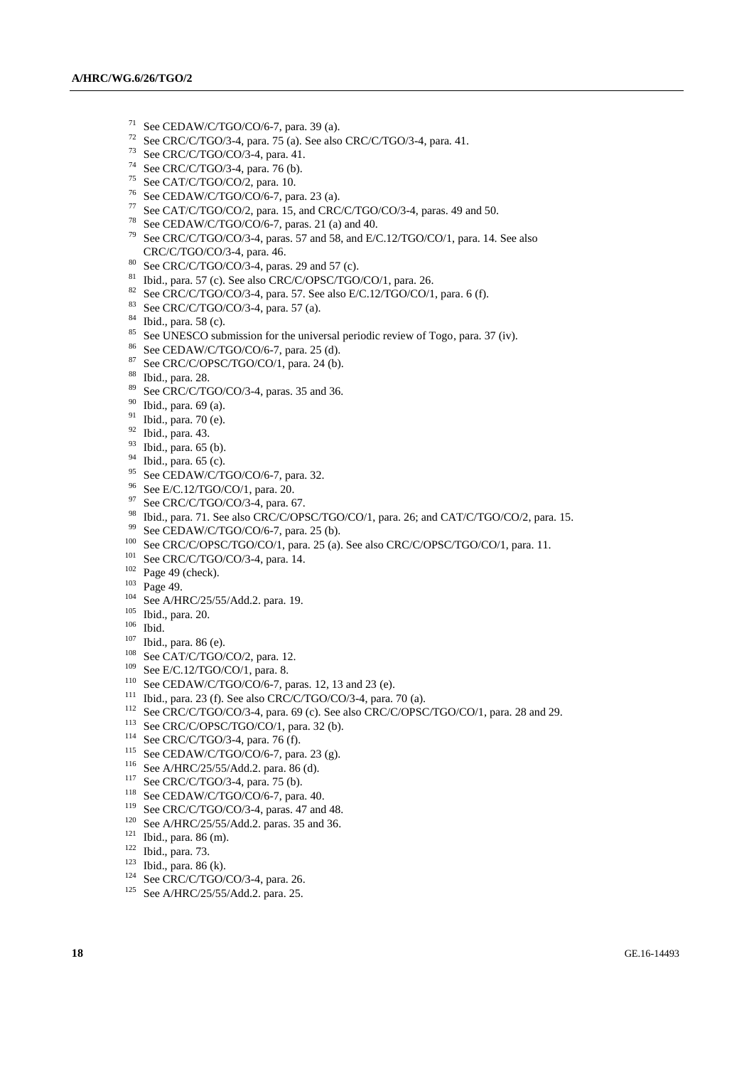[71] See CEDAW/C/TGO/CO/6-7, para. 39 (a).
[72] See CRC/C/TGO/3-4, para. 75 (a). See also CRC/C/TGO/3-4, para. 41.
[73] See CRC/C/TGO/CO/3-4, para. 41.
[74] See CRC/C/TGO/3-4, para. 76 (b).
[75] See CAT/C/TGO/CO/2, para. 10.
[76] See CEDAW/C/TGO/CO/6-7, para. 23 (a).
[77] See CAT/C/TGO/CO/2, para. 15, and CRC/C/TGO/CO/3-4, paras. 49 and 50.
[78] See CEDAW/C/TGO/CO/6-7, paras. 21 (a) and 40.
[79] See CRC/C/TGO/CO/3-4, paras. 57 and 58, and E/C.12/TGO/CO/1, para. 14. See also CRC/C/TGO/CO/3-4, para. 46.
[80] See CRC/C/TGO/CO/3-4, paras. 29 and 57 (c).
[81] Ibid., para. 57 (c). See also CRC/C/OPSC/TGO/CO/1, para. 26.
[82] See CRC/C/TGO/CO/3-4, para. 57. See also E/C.12/TGO/CO/1, para. 6 (f).
[83] See CRC/C/TGO/CO/3-4, para. 57 (a).
[84] Ibid., para. 58 (c).
[85] See UNESCO submission for the universal periodic review of Togo, para. 37 (iv).
[86] See CEDAW/C/TGO/CO/6-7, para. 25 (d).
[87] See CRC/C/OPSC/TGO/CO/1, para. 24 (b).
[88] Ibid., para. 28.
[89] See CRC/C/TGO/CO/3-4, paras. 35 and 36.
[90] Ibid., para. 69 (a).
[91] Ibid., para. 70 (e).
[92] Ibid., para. 43.
[93] Ibid., para. 65 (b).
[94] Ibid., para. 65 (c).
[95] See CEDAW/C/TGO/CO/6-7, para. 32.
[96] See E/C.12/TGO/CO/1, para. 20.
[97] See CRC/C/TGO/CO/3-4, para. 67.
[98] Ibid., para. 71. See also CRC/C/OPSC/TGO/CO/1, para. 26; and CAT/C/TGO/CO/2, para. 15.
[99] See CEDAW/C/TGO/CO/6-7, para. 25 (b).
[100] See CRC/C/OPSC/TGO/CO/1, para. 25 (a). See also CRC/C/OPSC/TGO/CO/1, para. 11.
[101] See CRC/C/TGO/CO/3-4, para. 14.
[102] Page 49 (check).
[103] Page 49.
[104] See A/HRC/25/55/Add.2. para. 19.
[105] Ibid., para. 20.
[106] Ibid.
[107] Ibid., para. 86 (e).
[108] See CAT/C/TGO/CO/2, para. 12.
[109] See E/C.12/TGO/CO/1, para. 8.
[110] See CEDAW/C/TGO/CO/6-7, paras. 12, 13 and 23 (e).
[111] Ibid., para. 23 (f). See also CRC/C/TGO/CO/3-4, para. 70 (a).
[112] See CRC/C/TGO/CO/3-4, para. 69 (c). See also CRC/C/OPSC/TGO/CO/1, para. 28 and 29.
[113] See CRC/C/OPSC/TGO/CO/1, para. 32 (b).
[114] See CRC/C/TGO/3-4, para. 76 (f).
[115] See CEDAW/C/TGO/CO/6-7, para. 23 (g).
[116] See A/HRC/25/55/Add.2. para. 86 (d).
[117] See CRC/C/TGO/3-4, para. 75 (b).
[118] See CEDAW/C/TGO/CO/6-7, para. 40.
[119] See CRC/C/TGO/CO/3-4, paras. 47 and 48.
[120] See A/HRC/25/55/Add.2. paras. 35 and 36.
[121] Ibid., para. 86 (m).
[122] Ibid., para. 73.
[123] Ibid., para. 86 (k).
[124] See CRC/C/TGO/CO/3-4, para. 26.
[125] See A/HRC/25/55/Add.2. para. 25.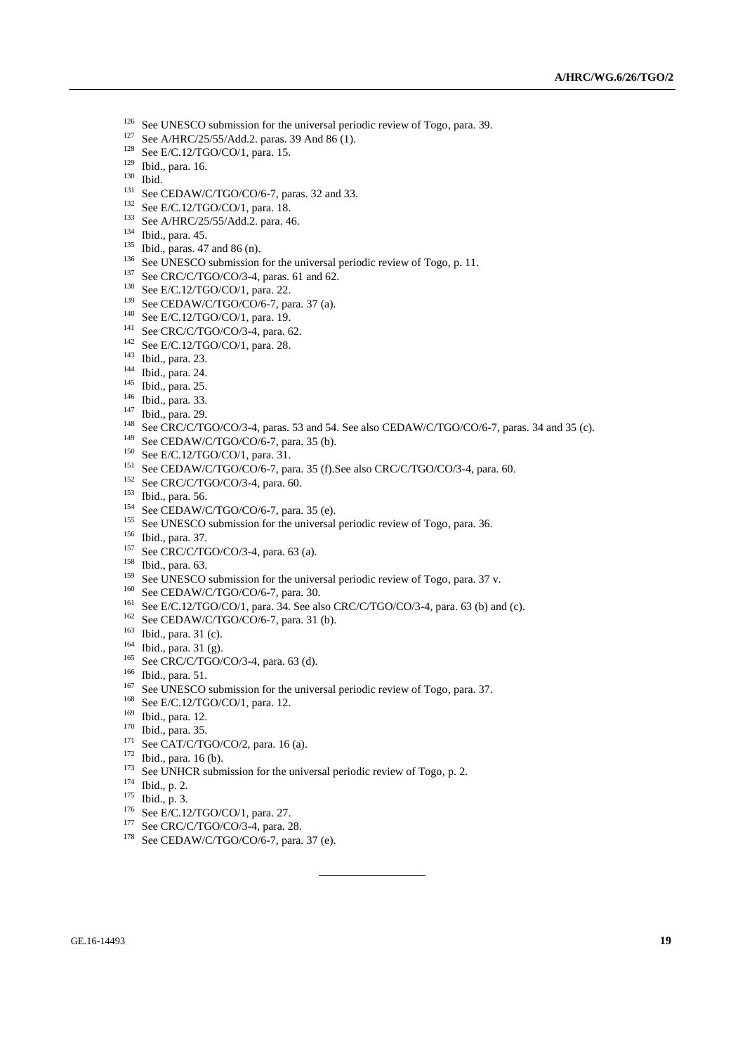[126] See UNESCO submission for the universal periodic review of Togo, para. 39.
[127] See A/HRC/25/55/Add.2. paras. 39 And 86 (1).
[128] See E/C.12/TGO/CO/1, para. 15.
[129] Ibid., para. 16.
[130] Ibid.
[131] See CEDAW/C/TGO/CO/6-7, paras. 32 and 33.
[132] See E/C.12/TGO/CO/1, para. 18.
[133] See A/HRC/25/55/Add.2. para. 46.
[134] Ibid., para. 45.
[135] Ibid., paras. 47 and 86 (n).
[136] See UNESCO submission for the universal periodic review of Togo, p. 11.
[137] See CRC/C/TGO/CO/3-4, paras. 61 and 62.
[138] See E/C.12/TGO/CO/1, para. 22.
[139] See CEDAW/C/TGO/CO/6-7, para. 37 (a).
[140] See E/C.12/TGO/CO/1, para. 19.
[141] See CRC/C/TGO/CO/3-4, para. 62.
[142] See E/C.12/TGO/CO/1, para. 28.
[143] Ibid., para. 23.
[144] Ibid., para. 24.
[145] Ibid., para. 25.
[146] Ibid., para. 33.
[147] Ibid., para. 29.
[148] See CRC/C/TGO/CO/3-4, paras. 53 and 54. See also CEDAW/C/TGO/CO/6-7, paras. 34 and 35 (c).
[149] See CEDAW/C/TGO/CO/6-7, para. 35 (b).
[150] See E/C.12/TGO/CO/1, para. 31.
[151] See CEDAW/C/TGO/CO/6-7, para. 35 (f).See also CRC/C/TGO/CO/3-4, para. 60.
[152] See CRC/C/TGO/CO/3-4, para. 60.
[153] Ibid., para. 56.
[154] See CEDAW/C/TGO/CO/6-7, para. 35 (e).
[155] See UNESCO submission for the universal periodic review of Togo, para. 36.
[156] Ibid., para. 37.
[157] See CRC/C/TGO/CO/3-4, para. 63 (a).
[158] Ibid., para. 63.
[159] See UNESCO submission for the universal periodic review of Togo, para. 37 v.
[160] See CEDAW/C/TGO/CO/6-7, para. 30.
[161] See E/C.12/TGO/CO/1, para. 34. See also CRC/C/TGO/CO/3-4, para. 63 (b) and (c).
[162] See CEDAW/C/TGO/CO/6-7, para. 31 (b).
[163] Ibid., para. 31 (c).
[164] Ibid., para. 31 (g).
[165] See CRC/C/TGO/CO/3-4, para. 63 (d).
[166] Ibid., para. 51.
[167] See UNESCO submission for the universal periodic review of Togo, para. 37.
[168] See E/C.12/TGO/CO/1, para. 12.
[169] Ibid., para. 12.
[170] Ibid., para. 35.
[171] See CAT/C/TGO/CO/2, para. 16 (a).
[172] Ibid., para. 16 (b).
[173] See UNHCR submission for the universal periodic review of Togo, p. 2.
[174] Ibid., p. 2.
[175] Ibid., p. 3.
[176] See E/C.12/TGO/CO/1, para. 27.
[177] See CRC/C/TGO/CO/3-4, para. 28.
[178] See CEDAW/C/TGO/CO/6-7, para. 37 (e).